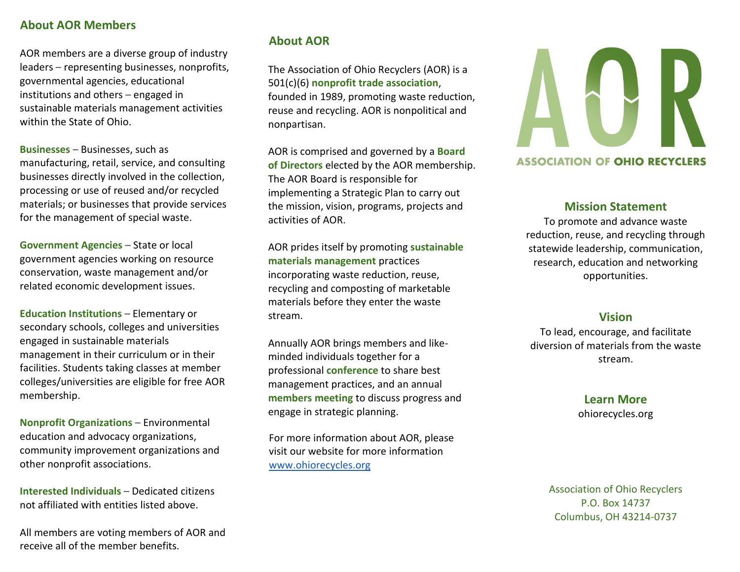## About AOR Members

AOR members are a diverse group of industry leaders – representing businesses, nonprofits, governmental agencies, educational institutions and others – engaged in sustainable materials management activities within the State of Ohio.

**Businesses** – Businesses, such as manufacturing, retail, service, and consulting businesses directly involved in the collection, processing or use of reused and/or recycled materials; or businesses that provide services for the management of special waste.

**Government Agencies** – State or local government agencies working on resource conservation, waste management and/or related economic development issues.

**Education Institutions** – Elementary or secondary schools, colleges and universities engaged in sustainable materials management in their curriculum or in their facilities. Students taking classes at member colleges/universities are eligible for free AOR membership.

**Nonprofit Organizations** – Environmental education and advocacy organizations, community improvement organizations and other nonprofit associations.

**Interested Individuals** – Dedicated citizens not affiliated with entities listed above.

All members are voting members of AOR and receive all of the member benefits.

## About AOR

The Association of Ohio Recyclers (AOR) is a 501(c)(6) **nonprofit trade association**, founded in 1989, promoting waste reduction, reuse and recycling. AOR is nonpolitical and nonpartisan.

AOR is comprised and governed by a **Board of Directors** elected by the AOR membership. The AOR Board is responsible for implementing a Strategic Plan to carry out the mission, vision, programs, projects and activities of AOR.

AOR prides itself by promoting **sustainable materials management** practices incorporating waste reduction, reuse, recycling and composting of marketable materials before they enter the waste stream.

Annually AOR brings members and like-minded individuals together for a professional **conference** to share best management practices, and an annual **members meeting** to discuss progress and engage in strategic planning.

For more information about AOR, please visit our website for more information www.ohiorecycles.org

# AOR

ASSOCIATION OF OHIO RECYCLERS

## Mission Statement

To promote and advance waste reduction, reuse, and recycling through statewide leadership, communication, research, education and networking opportunities.

## Vision

To lead, encourage, and facilitate diversion of materials from the waste stream.

## Learn More

ohiorecycles.org

Association of Ohio Recyclers
P.O. Box 14737
Columbus, OH 43214-0737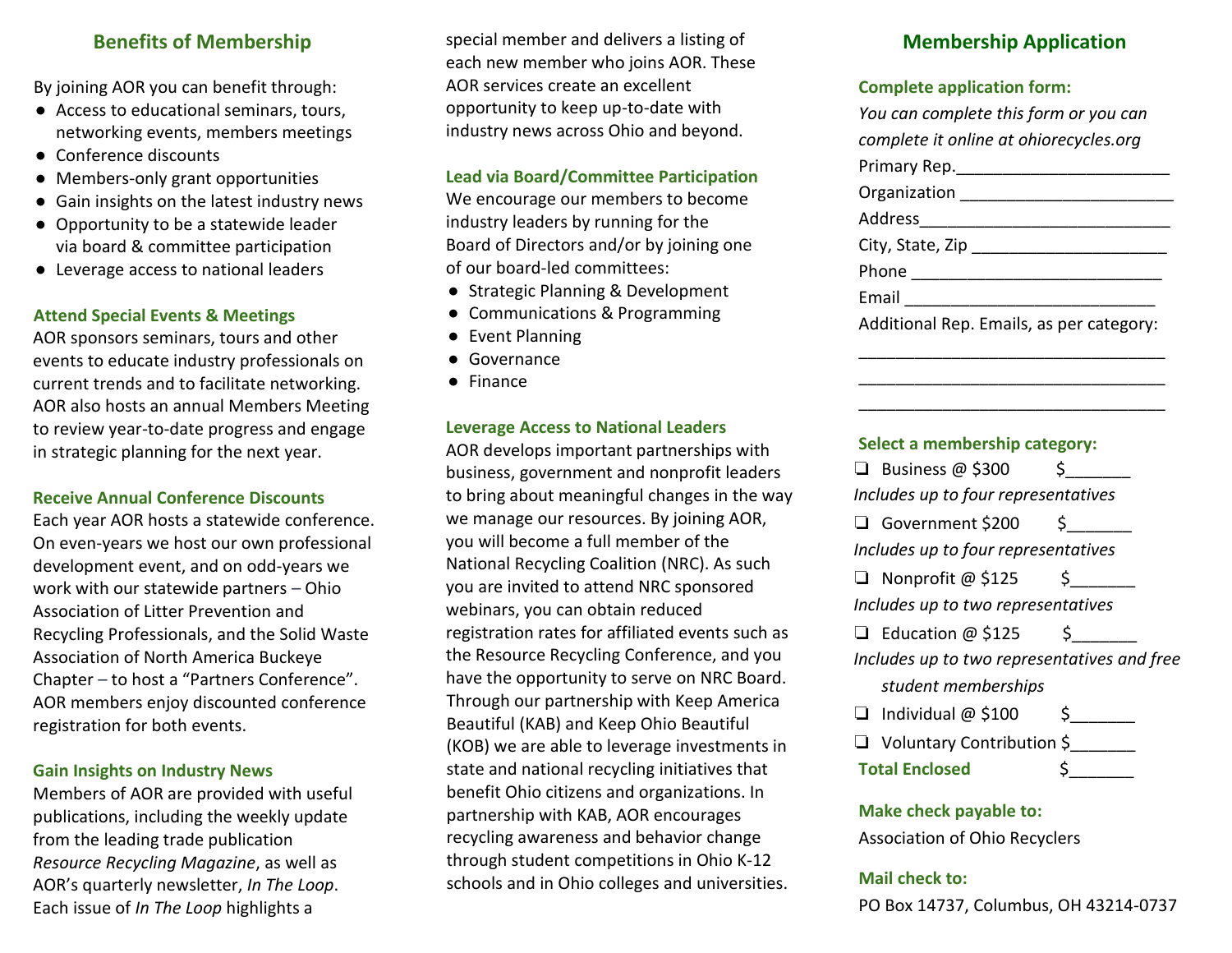## Benefits of Membership

By joining AOR you can benefit through:

- Access to educational seminars, tours, networking events, members meetings
- Conference discounts
- Members-only grant opportunities
- Gain insights on the latest industry news
- Opportunity to be a statewide leader via board & committee participation
- Leverage access to national leaders

### Attend Special Events & Meetings

AOR sponsors seminars, tours and other events to educate industry professionals on current trends and to facilitate networking. AOR also hosts an annual Members Meeting to review year-to-date progress and engage in strategic planning for the next year.

### Receive Annual Conference Discounts

Each year AOR hosts a statewide conference. On even-years we host our own professional development event, and on odd-years we work with our statewide partners – Ohio Association of Litter Prevention and Recycling Professionals, and the Solid Waste Association of North America Buckeye Chapter – to host a "Partners Conference". AOR members enjoy discounted conference registration for both events.

### Gain Insights on Industry News

Members of AOR are provided with useful publications, including the weekly update from the leading trade publication *Resource Recycling Magazine*, as well as AOR's quarterly newsletter, *In The Loop*. Each issue of *In The Loop* highlights a special member and delivers a listing of each new member who joins AOR. These AOR services create an excellent opportunity to keep up-to-date with industry news across Ohio and beyond.

### Lead via Board/Committee Participation

We encourage our members to become industry leaders by running for the Board of Directors and/or by joining one of our board-led committees:

- Strategic Planning & Development
- Communications & Programming
- Event Planning
- Governance
- Finance

### Leverage Access to National Leaders

AOR develops important partnerships with business, government and nonprofit leaders to bring about meaningful changes in the way we manage our resources. By joining AOR, you will become a full member of the National Recycling Coalition (NRC). As such you are invited to attend NRC sponsored webinars, you can obtain reduced registration rates for affiliated events such as the Resource Recycling Conference, and you have the opportunity to serve on NRC Board. Through our partnership with Keep America Beautiful (KAB) and Keep Ohio Beautiful (KOB) we are able to leverage investments in state and national recycling initiatives that benefit Ohio citizens and organizations. In partnership with KAB, AOR encourages recycling awareness and behavior change through student competitions in Ohio K-12 schools and in Ohio colleges and universities.

## Membership Application

### Complete application form:

*You can complete this form or you can complete it online at ohiorecycles.org*

Primary Rep.______________________

Organization ______________________

Address__________________________

City, State, Zip ____________________

Phone ___________________________

Email ___________________________

Additional Rep. Emails, as per category:

________________________________

________________________________

________________________________

### Select a membership category:

❏ Business @ $300 $_______

*Includes up to four representatives*

❏ Government $200 $_______

*Includes up to four representatives*

❏ Nonprofit @ $125 $_______

*Includes up to two representatives*

❏ Education @ $125 $_______

*Includes up to two representatives and free student memberships*

❏ Individual @ $100 $_______

❏ Voluntary Contribution $_______

**Total Enclosed** $_______

### Make check payable to:

Association of Ohio Recyclers

### Mail check to:

PO Box 14737, Columbus, OH 43214-0737